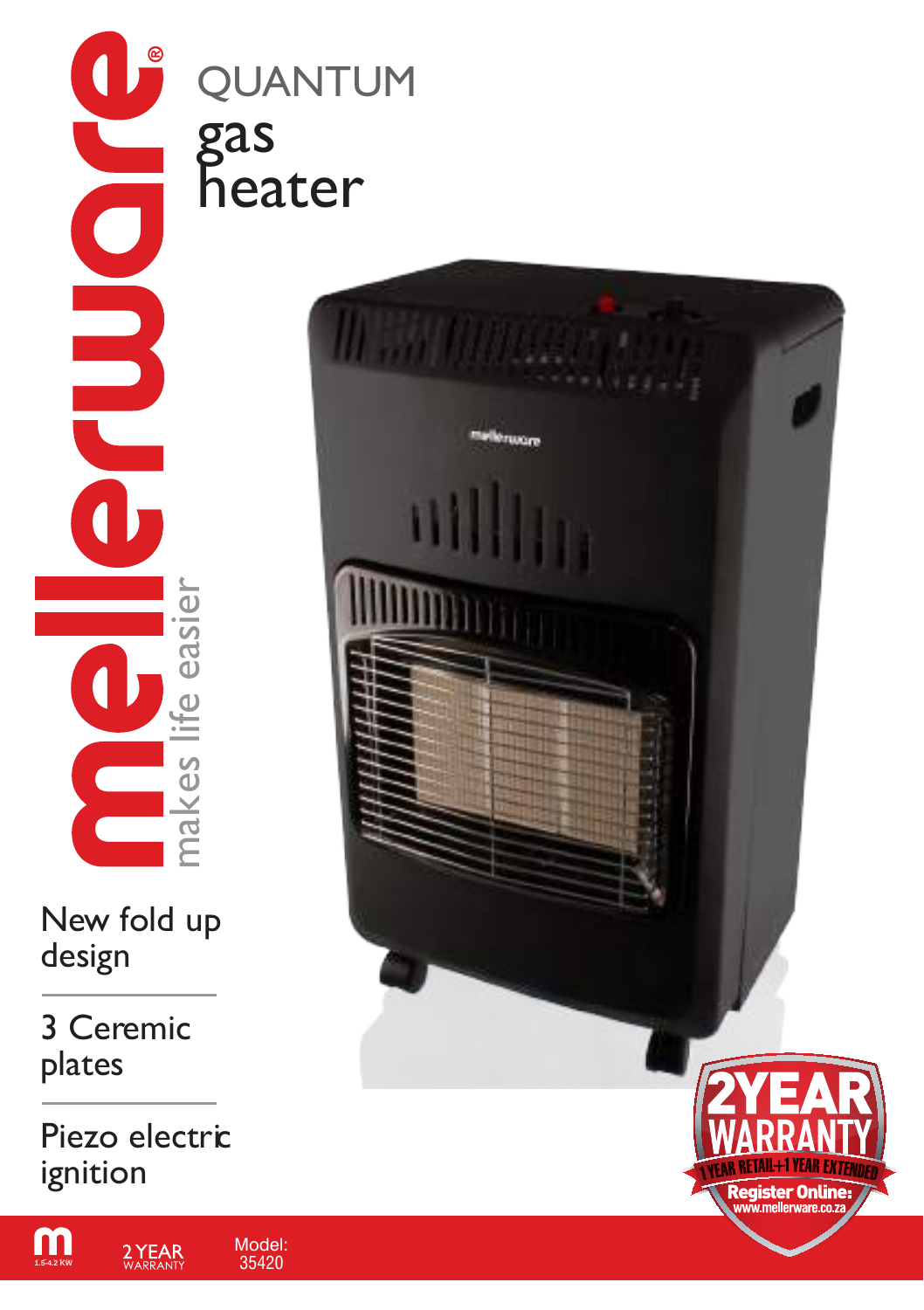# mellerware®

makes life easier

# QUANTUM gas heater

New fold up design

3 Ceremic plates

Piezo electric ignition

2YEAR WARRANTY

1 YEAR RETAIL+1 YEAR EXTENDED

Register Online: www.mellerware.co.za

1.5-4.2 KW

2 YEAR WARRANTY

Model: 35420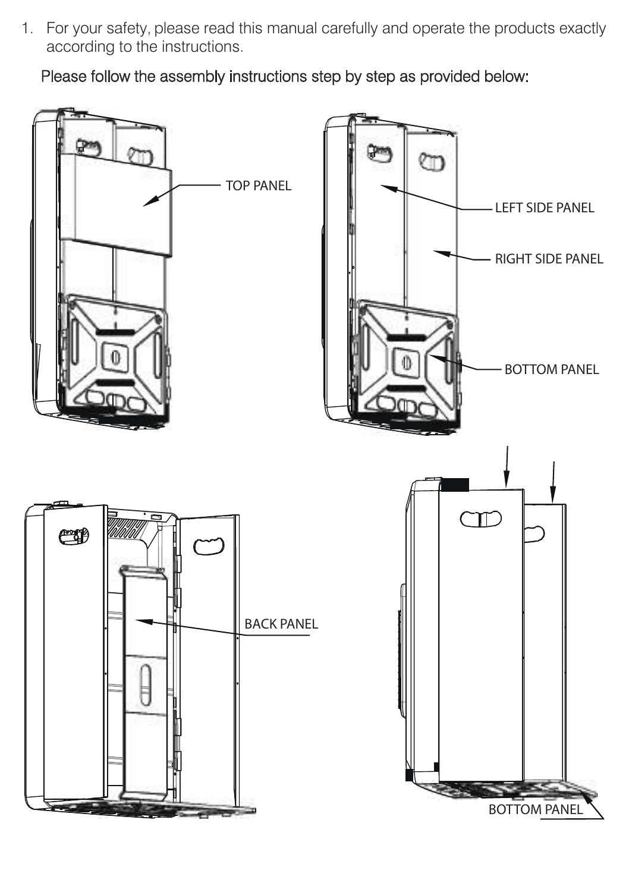1. For your safety, please read this manual carefully and operate the products exactly according to the instructions.

   Please follow the assembly instructions step by step as provided below:

TOP PANEL

LEFT SIDE PANEL

RIGHT SIDE PANEL

BOTTOM PANEL

BACK PANEL

BOTTOM PANEL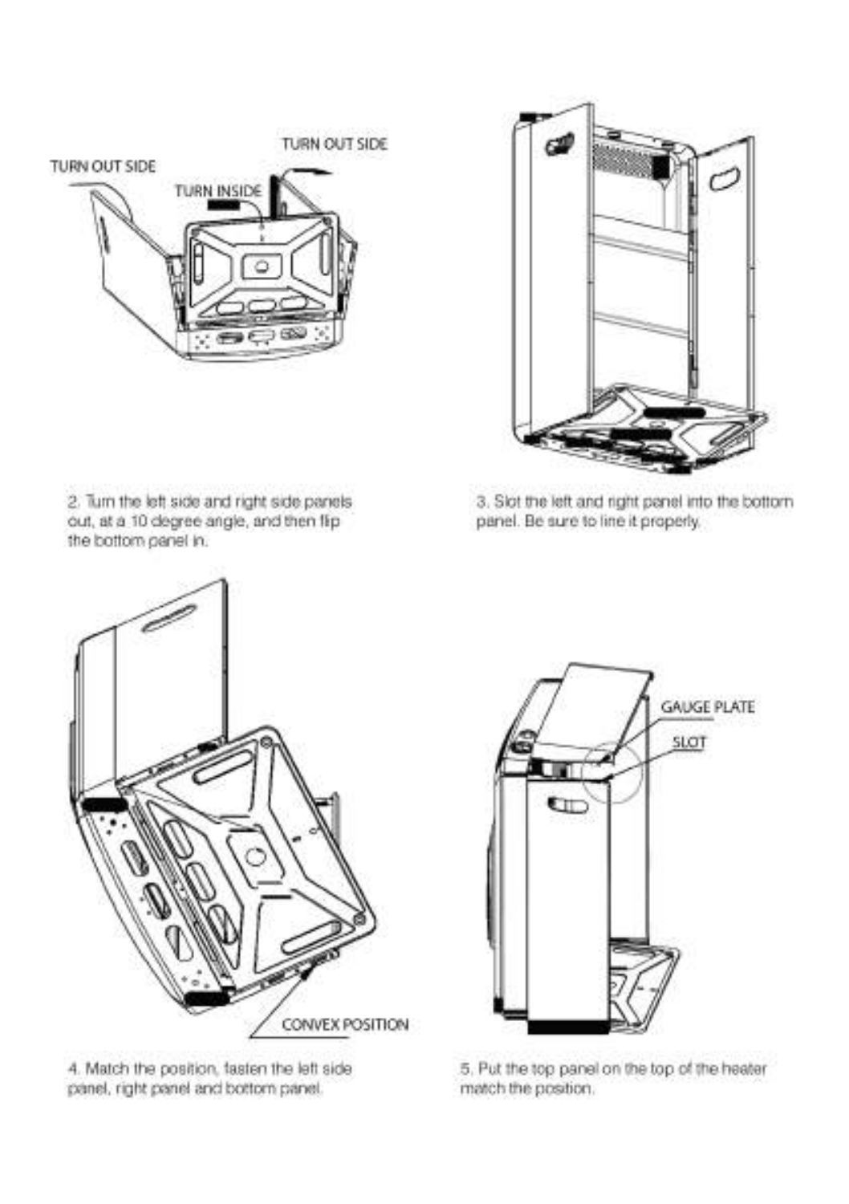TURN OUT SIDE

TURN INSIDE

TURN OUT SIDE

2. Turn the left side and right side panels out, at a 10 degree angle, and then flip the bottom panel in.

3. Slot the left and right panel into the bottom panel. Be sure to line it properly.

CONVEX POSITION

4. Match the position, fasten the left side panel, right panel and bottom panel.

GAUGE PLATE

SLOT

5. Put the top panel on the top of the heater match the position.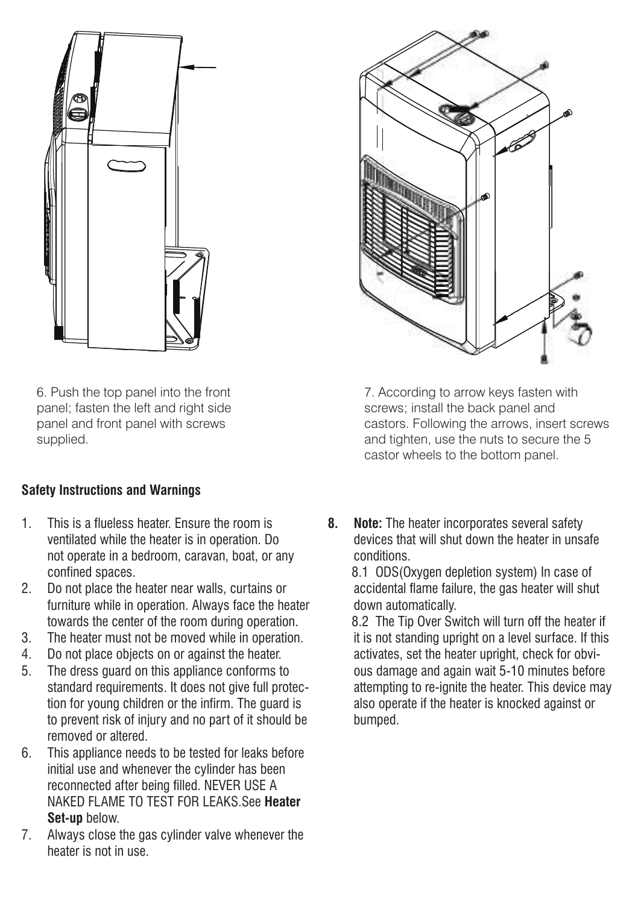6. Push the top panel into the front panel; fasten the left and right side panel and front panel with screws supplied.

7. According to arrow keys fasten with screws; install the back panel and castors. Following the arrows, insert screws and tighten, use the nuts to secure the 5 castor wheels to the bottom panel.

**Safety Instructions and Warnings**

1. This is a flueless heater. Ensure the room is ventilated while the heater is in operation. Do not operate in a bedroom, caravan, boat, or any confined spaces.
2. Do not place the heater near walls, curtains or furniture while in operation. Always face the heater towards the center of the room during operation.
3. The heater must not be moved while in operation.
4. Do not place objects on or against the heater.
5. The dress guard on this appliance conforms to standard requirements. It does not give full protection for young children or the infirm. The guard is to prevent risk of injury and no part of it should be removed or altered.
6. This appliance needs to be tested for leaks before initial use and whenever the cylinder has been reconnected after being filled. NEVER USE A NAKED FLAME TO TEST FOR LEAKS.See **Heater Set-up** below.
7. Always close the gas cylinder valve whenever the heater is not in use.
8. **Note:** The heater incorporates several safety devices that will shut down the heater in unsafe conditions.

   8.1 ODS(Oxygen depletion system) In case of accidental flame failure, the gas heater will shut down automatically.

   8.2 The Tip Over Switch will turn off the heater if it is not standing upright on a level surface. If this activates, set the heater upright, check for obvious damage and again wait 5-10 minutes before attempting to re-ignite the heater. This device may also operate if the heater is knocked against or bumped.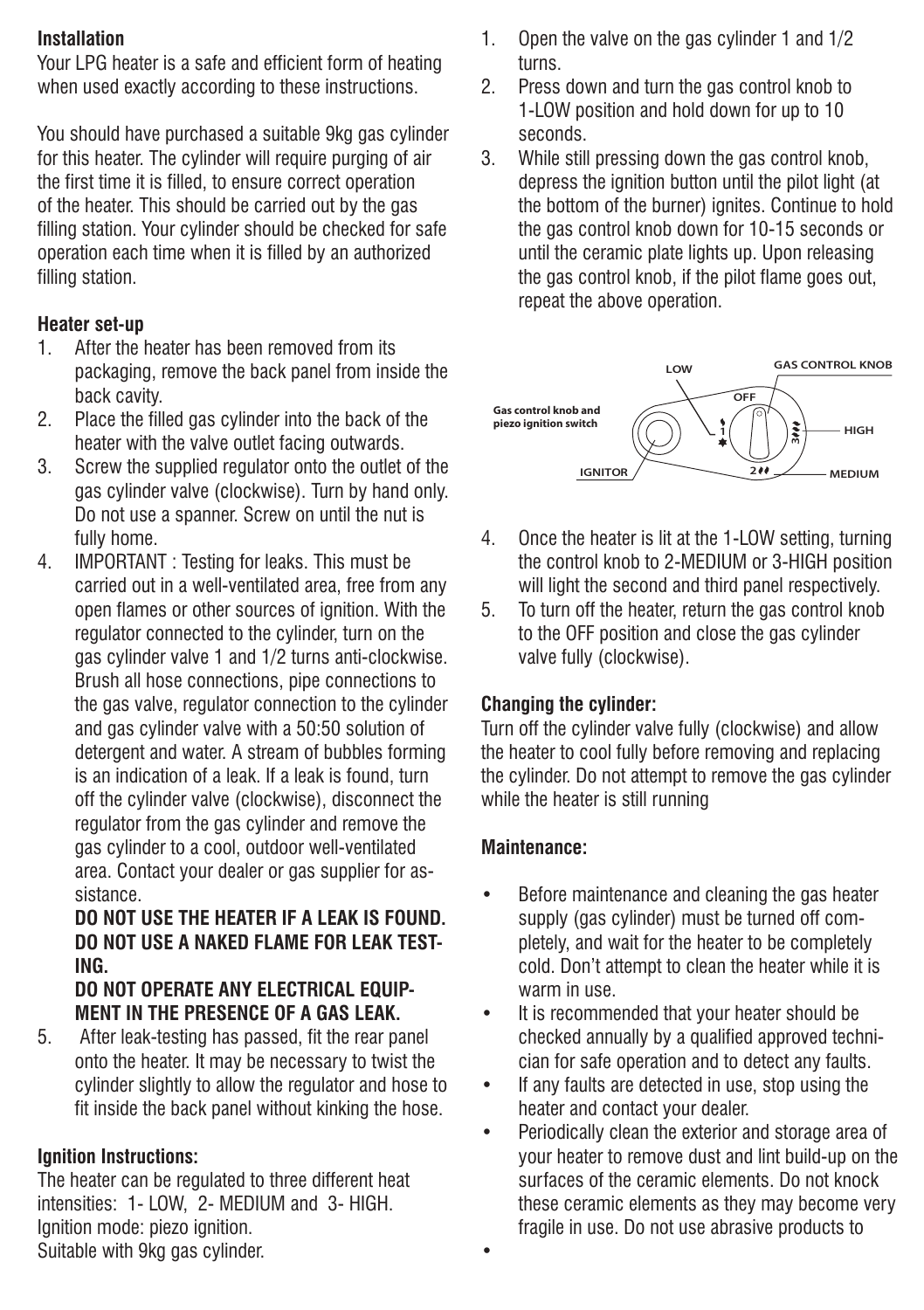## Installation

Your LPG heater is a safe and efficient form of heating when used exactly according to these instructions.

You should have purchased a suitable 9kg gas cylinder for this heater. The cylinder will require purging of air the first time it is filled, to ensure correct operation of the heater. This should be carried out by the gas filling station. Your cylinder should be checked for safe operation each time when it is filled by an authorized filling station.

## Heater set-up

1. After the heater has been removed from its packaging, remove the back panel from inside the back cavity.
2. Place the filled gas cylinder into the back of the heater with the valve outlet facing outwards.
3. Screw the supplied regulator onto the outlet of the gas cylinder valve (clockwise). Turn by hand only. Do not use a spanner. Screw on until the nut is fully home.
4. IMPORTANT : Testing for leaks. This must be carried out in a well-ventilated area, free from any open flames or other sources of ignition. With the regulator connected to the cylinder, turn on the gas cylinder valve 1 and 1/2 turns anti-clockwise. Brush all hose connections, pipe connections to the gas valve, regulator connection to the cylinder and gas cylinder valve with a 50:50 solution of detergent and water. A stream of bubbles forming is an indication of a leak. If a leak is found, turn off the cylinder valve (clockwise), disconnect the regulator from the gas cylinder and remove the gas cylinder to a cool, outdoor well-ventilated area. Contact your dealer or gas supplier for assistance.

   **DO NOT USE THE HEATER IF A LEAK IS FOUND. DO NOT USE A NAKED FLAME FOR LEAK TESTING.**

   **DO NOT OPERATE ANY ELECTRICAL EQUIPMENT IN THE PRESENCE OF A GAS LEAK.**
5. After leak-testing has passed, fit the rear panel onto the heater. It may be necessary to twist the cylinder slightly to allow the regulator and hose to fit inside the back panel without kinking the hose.

## Ignition Instructions:

The heater can be regulated to three different heat intensities: 1- LOW, 2- MEDIUM and 3- HIGH.
Ignition mode: piezo ignition.
Suitable with 9kg gas cylinder.

1. Open the valve on the gas cylinder 1 and 1/2 turns.
2. Press down and turn the gas control knob to 1-LOW position and hold down for up to 10 seconds.
3. While still pressing down the gas control knob, depress the ignition button until the pilot light (at the bottom of the burner) ignites. Continue to hold the gas control knob down for 10-15 seconds or until the ceramic plate lights up. Upon releasing the gas control knob, if the pilot flame goes out, repeat the above operation.

Gas control knob and piezo ignition switch — LOW, OFF, GAS CONTROL KNOB, HIGH, MEDIUM, IGNITOR

4. Once the heater is lit at the 1-LOW setting, turning the control knob to 2-MEDIUM or 3-HIGH position will light the second and third panel respectively.
5. To turn off the heater, return the gas control knob to the OFF position and close the gas cylinder valve fully (clockwise).

## Changing the cylinder:

Turn off the cylinder valve fully (clockwise) and allow the heater to cool fully before removing and replacing the cylinder. Do not attempt to remove the gas cylinder while the heater is still running

## Maintenance:

- Before maintenance and cleaning the gas heater supply (gas cylinder) must be turned off completely, and wait for the heater to be completely cold. Don't attempt to clean the heater while it is warm in use.
- It is recommended that your heater should be checked annually by a qualified approved technician for safe operation and to detect any faults.
- If any faults are detected in use, stop using the heater and contact your dealer.
- Periodically clean the exterior and storage area of your heater to remove dust and lint build-up on the surfaces of the ceramic elements. Do not knock these ceramic elements as they may become very fragile in use. Do not use abrasive products to
-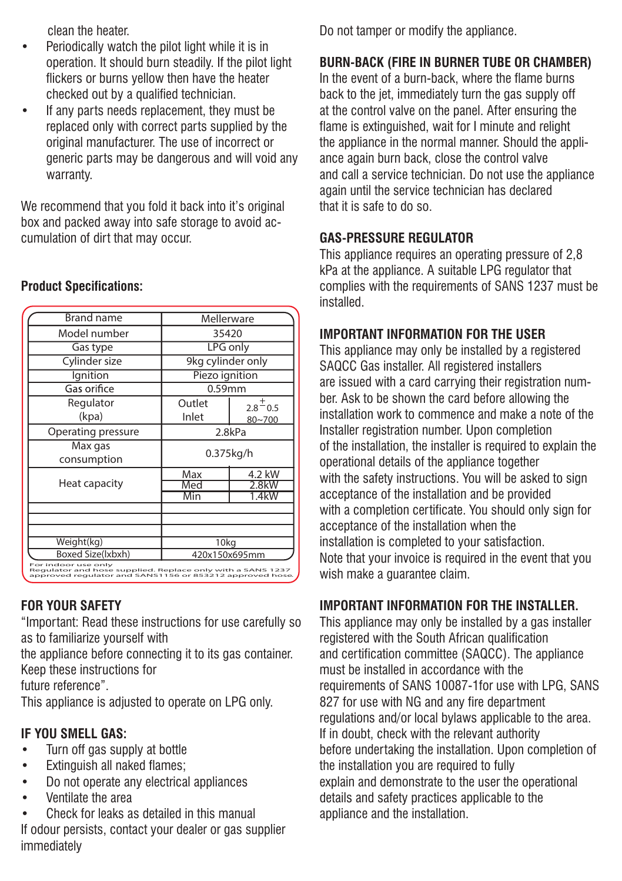clean the heater.

- Periodically watch the pilot light while it is in operation. It should burn steadily. If the pilot light flickers or burns yellow then have the heater checked out by a qualified technician.
- If any parts needs replacement, they must be replaced only with correct parts supplied by the original manufacturer. The use of incorrect or generic parts may be dangerous and will void any warranty.

We recommend that you fold it back into it's original box and packed away into safe storage to avoid accumulation of dirt that may occur.

**Product Specifications:**

| Brand name | Mellerware | |
|---|---|---|
| Model number | 35420 | |
| Gas type | LPG only | |
| Cylinder size | 9kg cylinder only | |
| Ignition | Piezo ignition | |
| Gas orifice | 0.59mm | |
| Regulator (kpa) | Outlet | $2.8 \pm 0.5$ |
| | Inlet | 80~700 |
| Operating pressure | 2.8kPa | |
| Max gas consumption | 0.375kg/h | |
| Heat capacity | Max | 4.2 kW |
| | Med | 2.8kW |
| | Min | 1.4kW |
| | | |
| | | |
| | | |
| Weight(kg) | 10kg | |
| Boxed Size(lxbxh) | 420x150x695mm | |

For indoor use only
Regulator and hose supplied. Replace only with a SANS 1237 approved regulator and SANS1156 or 853212 approved hose.

## FOR YOUR SAFETY

"Important: Read these instructions for use carefully so as to familiarize yourself with the appliance before connecting it to its gas container. Keep these instructions for future reference".

This appliance is adjusted to operate on LPG only.

## IF YOU SMELL GAS:

- Turn off gas supply at bottle
- Extinguish all naked flames;
- Do not operate any electrical appliances
- Ventilate the area
- Check for leaks as detailed in this manual

If odour persists, contact your dealer or gas supplier immediately

Do not tamper or modify the appliance.

## BURN-BACK (FIRE IN BURNER TUBE OR CHAMBER)

In the event of a burn-back, where the flame burns back to the jet, immediately turn the gas supply off at the control valve on the panel. After ensuring the flame is extinguished, wait for I minute and relight the appliance in the normal manner. Should the appliance again burn back, close the control valve and call a service technician. Do not use the appliance again until the service technician has declared that it is safe to do so.

## GAS-PRESSURE REGULATOR

This appliance requires an operating pressure of 2,8 kPa at the appliance. A suitable LPG regulator that complies with the requirements of SANS 1237 must be installed.

## IMPORTANT INFORMATION FOR THE USER

This appliance may only be installed by a registered SAQCC Gas installer. All registered installers are issued with a card carrying their registration number. Ask to be shown the card before allowing the installation work to commence and make a note of the Installer registration number. Upon completion of the installation, the installer is required to explain the operational details of the appliance together with the safety instructions. You will be asked to sign acceptance of the installation and be provided with a completion certificate. You should only sign for acceptance of the installation when the installation is completed to your satisfaction.
Note that your invoice is required in the event that you wish make a guarantee claim.

## IMPORTANT INFORMATION FOR THE INSTALLER.

This appliance may only be installed by a gas installer registered with the South African qualification and certification committee (SAQCC). The appliance must be installed in accordance with the requirements of SANS 10087-1for use with LPG, SANS 827 for use with NG and any fire department regulations and/or local bylaws applicable to the area. If in doubt, check with the relevant authority before undertaking the installation. Upon completion of the installation you are required to fully explain and demonstrate to the user the operational details and safety practices applicable to the appliance and the installation.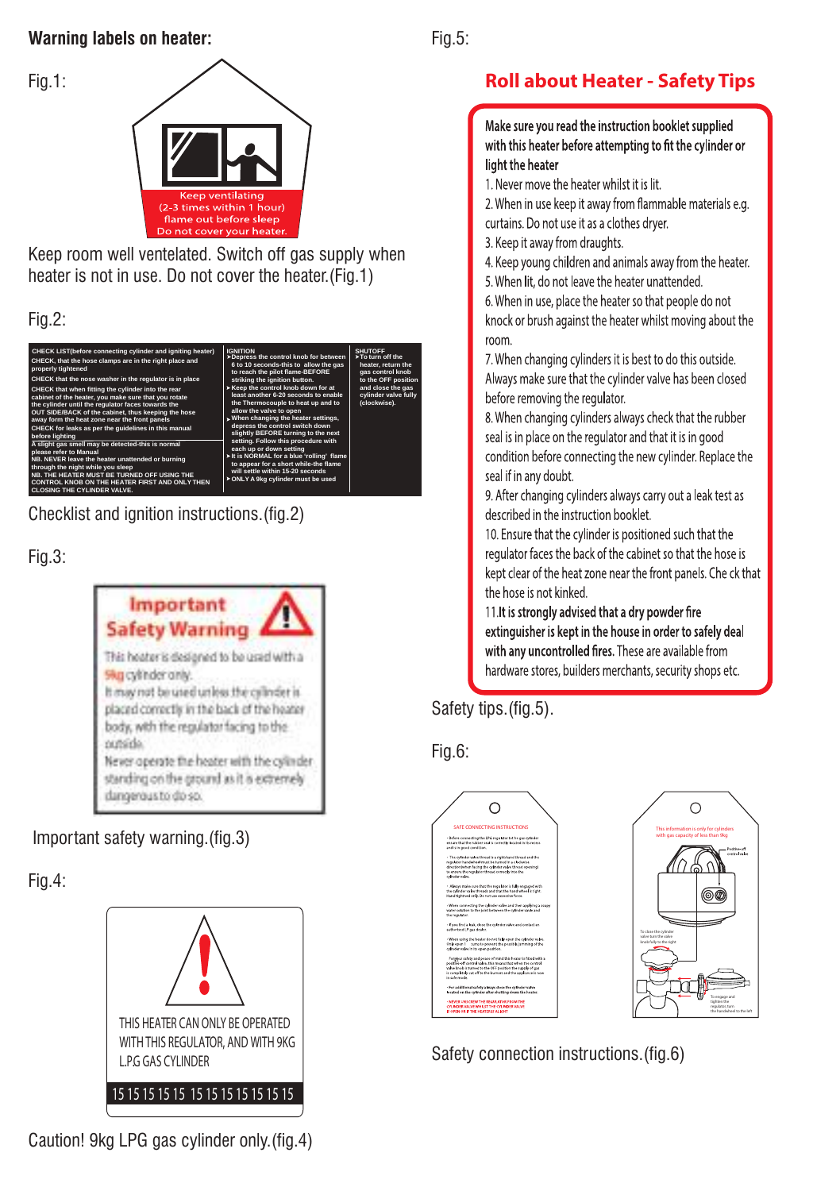## Warning labels on heater:

Fig.1:

Keep ventilating
(2-3 times within 1 hour)
flame out before sleep
Do not cover your heater.

Keep room well ventelated. Switch off gas supply when heater is not in use. Do not cover the heater.(Fig.1)

Fig.2:

CHECK LIST(before connecting cylinder and igniting heater)
CHECK, that the hose clamps are in the right place and properly tightened
CHECK that the nose washer in the regulator is in place
CHECK that when fitting the cylinder into the rear cabinet of the heater, you make sure that you rotate the cylinder until the regulator faces towards the OUT SIDE/BACK of the cabinet, thus keeping the hose away form the heat zone near the front panels
CHECK for leaks as per the guidelines in this manual before lighting
A slight gas smell may be detected-this is normal please refer to Manual
NB. NEVER leave the heater unattended or burning through the night while you sleep
NB. THE HEATER MUST BE TURNED OFF USING THE CONTROL KNOB ON THE HEATER FIRST AND ONLY THEN CLOSING THE CYLINDER VALVE.

IGNITION
- Depress the control knob for between 6 to 10 seconds-this to allow the gas to reach the pilot flame-BEFORE striking the ignition button.
- Keep the control knob down for at least another 6-20 seconds to enable the Thermocouple to heat up and to allow the valve to open
- When changing the heater settings, depress the control switch down slightly BEFORE turning to the next setting. Follow this procedure with each up or down setting
- It is NORMAL for a blue 'rolling' flame to appear for a short while-the flame will settle within 15-20 seconds
- ONLY A 9kg cylinder must be used

SHUTOFF
- To turn off the heater, return the gas control knob to the OFF position and close the gas cylinder valve fully (clockwise).

Checklist and ignition instructions.(fig.2)

Fig.3:

**Important Safety Warning**

This heater is designed to be used with a 9kg cylinder only.
It may not be used unless the cylinder is placed correctly in the back of the heater body, with the regulator facing to the outside.
Never operate the heater with the cylinder standing on the ground as it is extremely dangerous to do so.

Important safety warning.(fig.3)

Fig.4:

THIS HEATER CAN ONLY BE OPERATED WITH THIS REGULATOR, AND WITH 9KG L.P.G GAS CYLINDER

15 15 15 15 15 15 15 15 15 15 15 15

Caution! 9kg LPG gas cylinder only.(fig.4)

Fig.5:

## Roll about Heater - Safety Tips

**Make sure you read the instruction booklet supplied with this heater before attempting to fit the cylinder or light the heater**

1. Never move the heater whilst it is lit.
2. When in use keep it away from flammable materials e.g. curtains. Do not use it as a clothes dryer.
3. Keep it away from draughts.
4. Keep young children and animals away from the heater.
5. When lit, do not leave the heater unattended.
6. When in use, place the heater so that people do not knock or brush against the heater whilst moving about the room.
7. When changing cylinders it is best to do this outside. Always make sure that the cylinder valve has been closed before removing the regulator.
8. When changing cylinders always check that the rubber seal is in place on the regulator and that it is in good condition before connecting the new cylinder. Replace the seal if in any doubt.
9. After changing cylinders always carry out a leak test as described in the instruction booklet.
10. Ensure that the cylinder is positioned such that the regulator faces the back of the cabinet so that the hose is kept clear of the heat zone near the front panels. Che ck that the hose is not kinked.
11. **It is strongly advised that a dry powder fire extinguisher is kept in the house in order to safely deal with any uncontrolled fires.** These are available from hardware stores, builders merchants, security shops etc.

Safety tips.(fig.5)

Fig.6:

Safety connection instructions.(fig.6)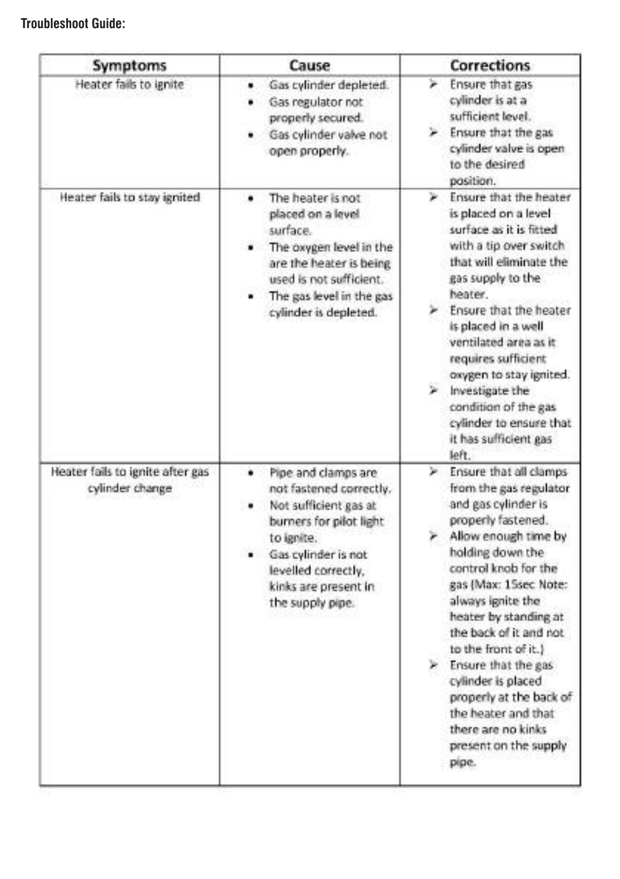**Troubleshoot Guide:**

| Symptoms | Cause | Corrections |
| --- | --- | --- |
| Heater fails to ignite | • Gas cylinder depleted.<br>• Gas regulator not properly secured.<br>• Gas cylinder valve not open properly. | ➢ Ensure that gas cylinder is at a sufficient level.<br>➢ Ensure that the gas cylinder valve is open to the desired position. |
| Heater fails to stay ignited | • The heater is not placed on a level surface.<br>• The oxygen level in the are the heater is being used is not sufficient.<br>• The gas level in the gas cylinder is depleted. | ➢ Ensure that the heater is placed on a level surface as it is fitted with a tip over switch that will eliminate the gas supply to the heater.<br>➢ Ensure that the heater is placed in a well ventilated area as it requires sufficient oxygen to stay ignited.<br>➢ Investigate the condition of the gas cylinder to ensure that it has sufficient gas left. |
| Heater fails to ignite after gas cylinder change | • Pipe and clamps are not fastened correctly.<br>• Not sufficient gas at burners for pilot light to ignite.<br>• Gas cylinder is not levelled correctly, kinks are present in the supply pipe. | ➢ Ensure that all clamps from the gas regulator and gas cylinder is properly fastened.<br>➢ Allow enough time by holding down the control knob for the gas (Max: 15sec Note: always ignite the heater by standing at the back of it and not to the front of it.)<br>➢ Ensure that the gas cylinder is placed properly at the back of the heater and that there are no kinks present on the supply pipe. |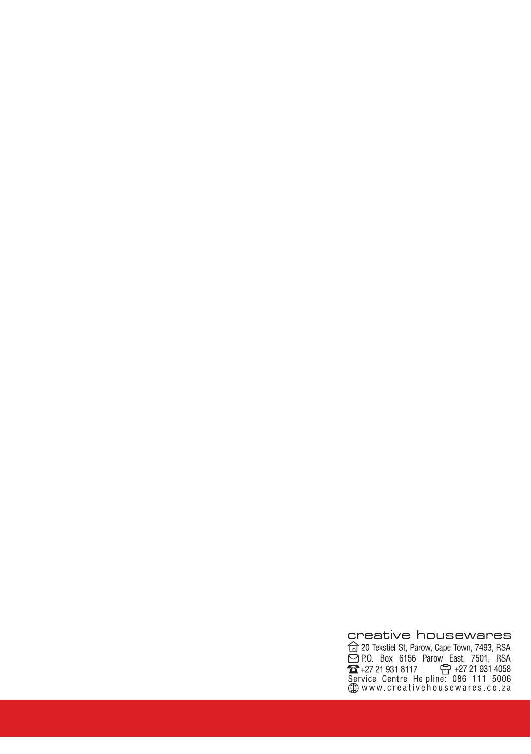creative housewares

20 Tekstiel St, Parow, Cape Town, 7493, RSA
P.O. Box 6156 Parow East, 7501, RSA
+27 21 931 8117 +27 21 931 4058
Service Centre Helpline: 086 111 5006
www.creativehousewares.co.za